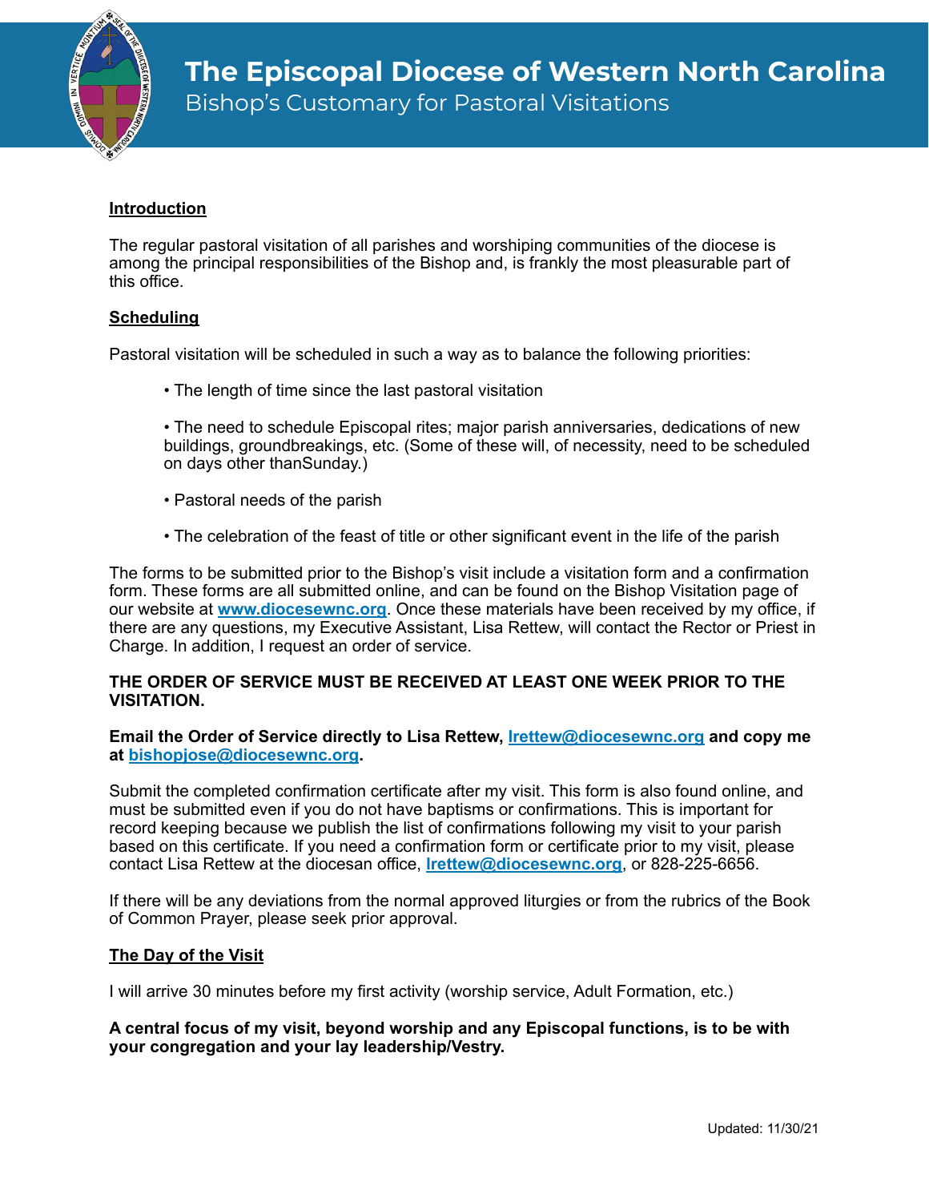# The Episcopal Diocese of Western North Carolina

## Bishop's Customary for Pastoral Visitations

**Introduction**

The regular pastoral visitation of all parishes and worshiping communities of the diocese is among the principal responsibilities of the Bishop and, is frankly the most pleasurable part of this office.

**Scheduling**

Pastoral visitation will be scheduled in such a way as to balance the following priorities:

- The length of time since the last pastoral visitation
- The need to schedule Episcopal rites; major parish anniversaries, dedications of new buildings, groundbreakings, etc. (Some of these will, of necessity, need to be scheduled on days other thanSunday.)
- Pastoral needs of the parish
- The celebration of the feast of title or other significant event in the life of the parish

The forms to be submitted prior to the Bishop's visit include a visitation form and a confirmation form. These forms are all submitted online, and can be found on the Bishop Visitation page of our website at **www.diocesewnc.org**. Once these materials have been received by my office, if there are any questions, my Executive Assistant, Lisa Rettew, will contact the Rector or Priest in Charge. In addition, I request an order of service.

**THE ORDER OF SERVICE MUST BE RECEIVED AT LEAST ONE WEEK PRIOR TO THE VISITATION.**

**Email the Order of Service directly to Lisa Rettew, lrettew@diocesewnc.org and copy me at bishopjose@diocesewnc.org.**

Submit the completed confirmation certificate after my visit. This form is also found online, and must be submitted even if you do not have baptisms or confirmations. This is important for record keeping because we publish the list of confirmations following my visit to your parish based on this certificate. If you need a confirmation form or certificate prior to my visit, please contact Lisa Rettew at the diocesan office, **lrettew@diocesewnc.org**, or 828-225-6656.

If there will be any deviations from the normal approved liturgies or from the rubrics of the Book of Common Prayer, please seek prior approval.

**The Day of the Visit**

I will arrive 30 minutes before my first activity (worship service, Adult Formation, etc.)

**A central focus of my visit, beyond worship and any Episcopal functions, is to be with your congregation and your lay leadership/Vestry.**

Updated: 11/30/21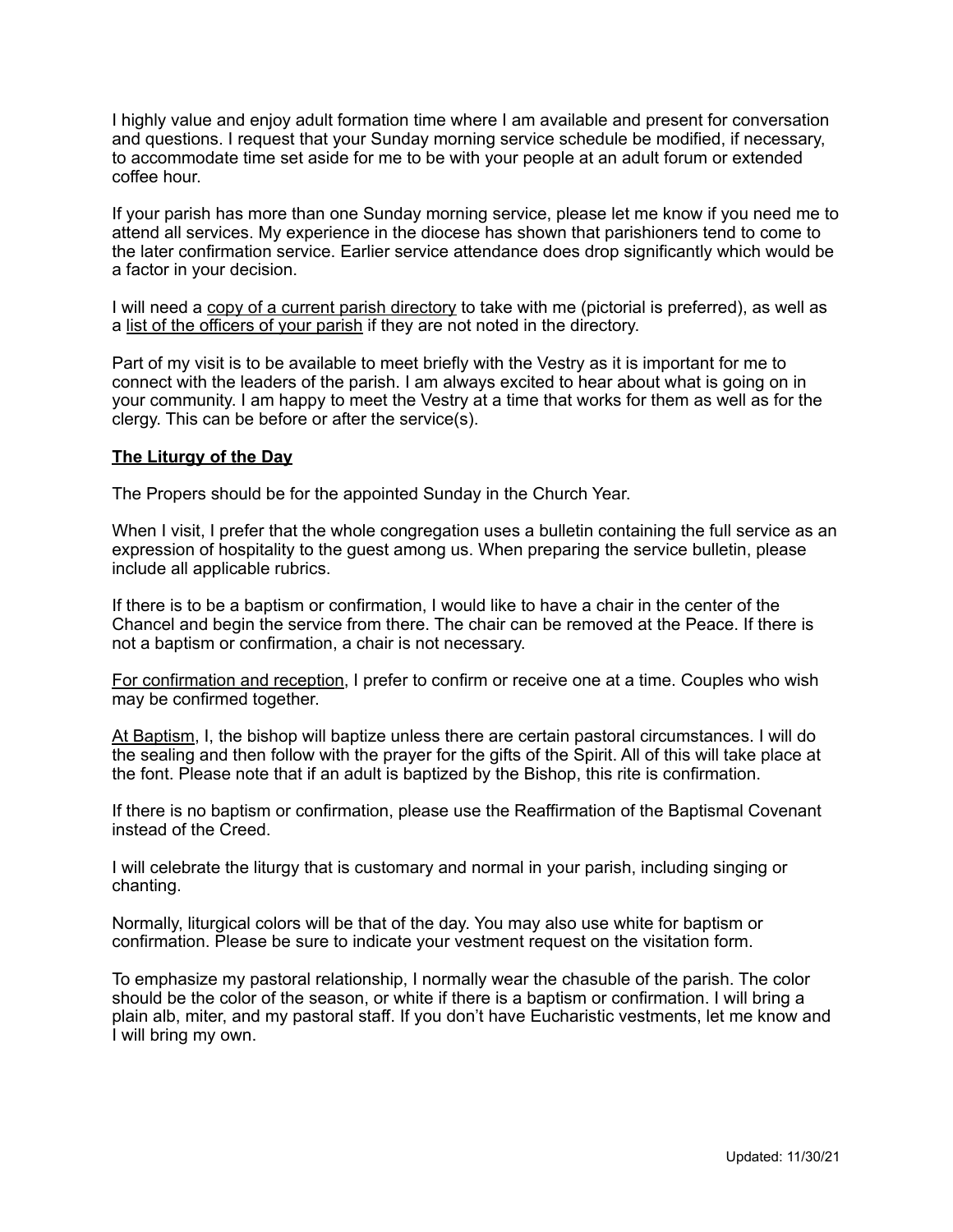I highly value and enjoy adult formation time where I am available and present for conversation and questions. I request that your Sunday morning service schedule be modified, if necessary, to accommodate time set aside for me to be with your people at an adult forum or extended coffee hour.

If your parish has more than one Sunday morning service, please let me know if you need me to attend all services. My experience in the diocese has shown that parishioners tend to come to the later confirmation service. Earlier service attendance does drop significantly which would be a factor in your decision.

I will need a <u>copy of a current parish directory</u> to take with me (pictorial is preferred), as well as a <u>list of the officers of your parish</u> if they are not noted in the directory.

Part of my visit is to be available to meet briefly with the Vestry as it is important for me to connect with the leaders of the parish. I am always excited to hear about what is going on in your community. I am happy to meet the Vestry at a time that works for them as well as for the clergy. This can be before or after the service(s).

## **<u>The Liturgy of the Day</u>**

The Propers should be for the appointed Sunday in the Church Year.

When I visit, I prefer that the whole congregation uses a bulletin containing the full service as an expression of hospitality to the guest among us. When preparing the service bulletin, please include all applicable rubrics.

If there is to be a baptism or confirmation, I would like to have a chair in the center of the Chancel and begin the service from there. The chair can be removed at the Peace. If there is not a baptism or confirmation, a chair is not necessary.

<u>For confirmation and reception</u>, I prefer to confirm or receive one at a time. Couples who wish may be confirmed together.

<u>At Baptism</u>, I, the bishop will baptize unless there are certain pastoral circumstances. I will do the sealing and then follow with the prayer for the gifts of the Spirit. All of this will take place at the font. Please note that if an adult is baptized by the Bishop, this rite is confirmation.

If there is no baptism or confirmation, please use the Reaffirmation of the Baptismal Covenant instead of the Creed.

I will celebrate the liturgy that is customary and normal in your parish, including singing or chanting.

Normally, liturgical colors will be that of the day. You may also use white for baptism or confirmation. Please be sure to indicate your vestment request on the visitation form.

To emphasize my pastoral relationship, I normally wear the chasuble of the parish. The color should be the color of the season, or white if there is a baptism or confirmation. I will bring a plain alb, miter, and my pastoral staff. If you don't have Eucharistic vestments, let me know and I will bring my own.

Updated: 11/30/21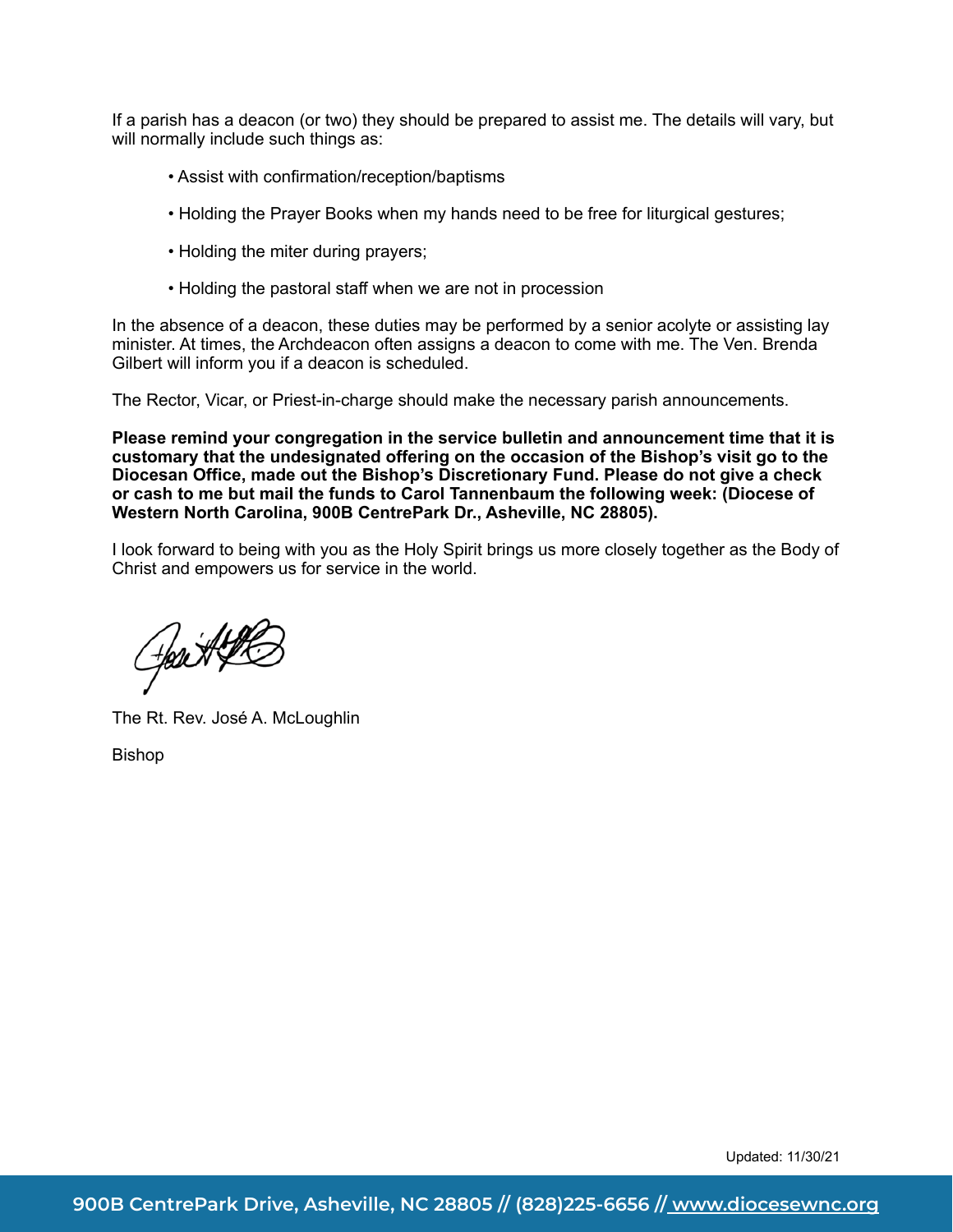If a parish has a deacon (or two) they should be prepared to assist me. The details will vary, but will normally include such things as:

- Assist with confirmation/reception/baptisms
- Holding the Prayer Books when my hands need to be free for liturgical gestures;
- Holding the miter during prayers;
- Holding the pastoral staff when we are not in procession

In the absence of a deacon, these duties may be performed by a senior acolyte or assisting lay minister. At times, the Archdeacon often assigns a deacon to come with me. The Ven. Brenda Gilbert will inform you if a deacon is scheduled.

The Rector, Vicar, or Priest-in-charge should make the necessary parish announcements.

**Please remind your congregation in the service bulletin and announcement time that it is customary that the undesignated offering on the occasion of the Bishop's visit go to the Diocesan Office, made out the Bishop's Discretionary Fund. Please do not give a check or cash to me but mail the funds to Carol Tannenbaum the following week: (Diocese of Western North Carolina, 900B CentrePark Dr., Asheville, NC 28805).**

I look forward to being with you as the Holy Spirit brings us more closely together as the Body of Christ and empowers us for service in the world.

The Rt. Rev. José A. McLoughlin

Bishop

Updated: 11/30/21